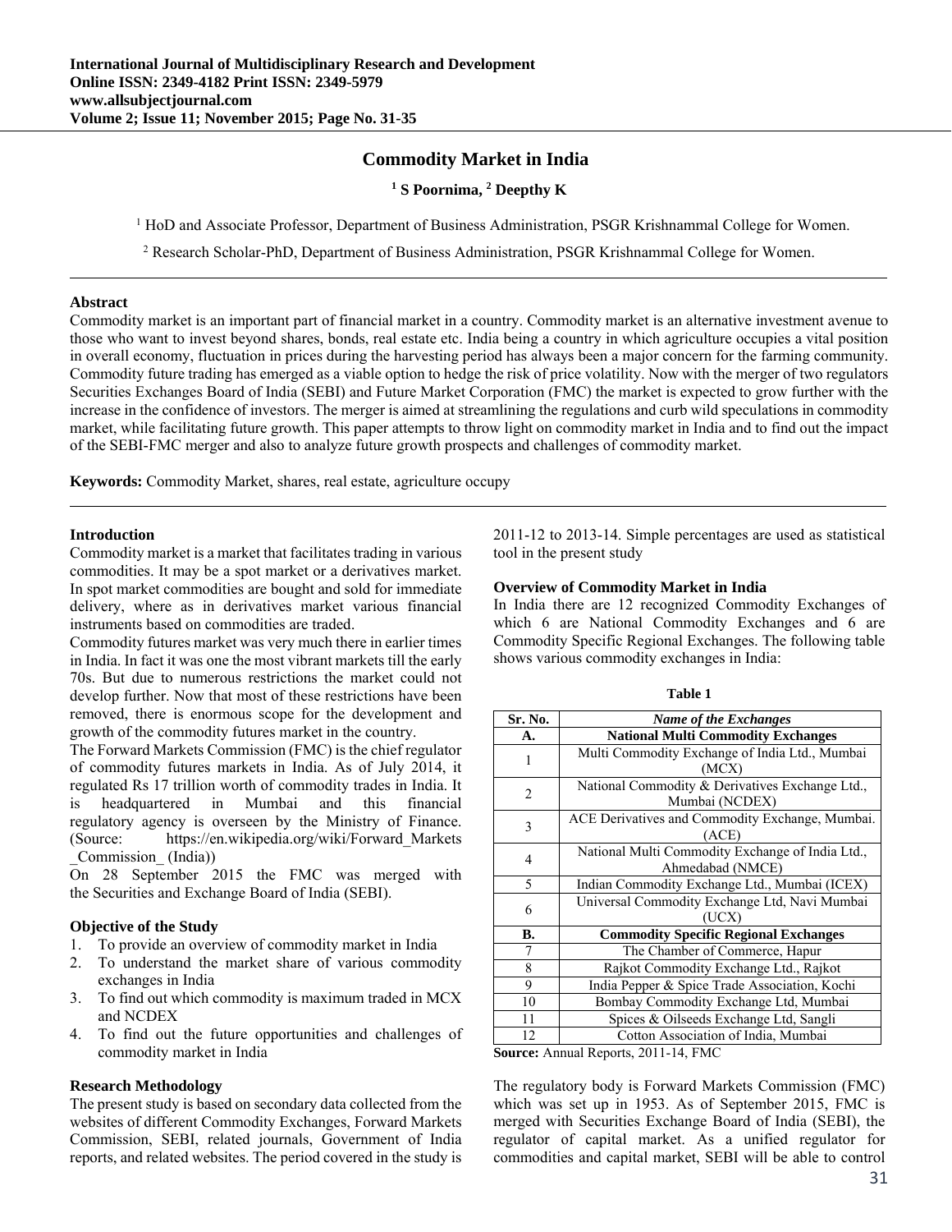# Commodity Market in India

**[1] S Poornima, [2] Deepthy K**

[1] HoD and Associate Professor, Department of Business Administration, PSGR Krishnammal College for Women.

[2] Research Scholar-PhD, Department of Business Administration, PSGR Krishnammal College for Women.

---

### Abstract

Commodity market is an important part of financial market in a country. Commodity market is an alternative investment avenue to those who want to invest beyond shares, bonds, real estate etc. India being a country in which agriculture occupies a vital position in overall economy, fluctuation in prices during the harvesting period has always been a major concern for the farming community. Commodity future trading has emerged as a viable option to hedge the risk of price volatility. Now with the merger of two regulators Securities Exchanges Board of India (SEBI) and Future Market Corporation (FMC) the market is expected to grow further with the increase in the confidence of investors. The merger is aimed at streamlining the regulations and curb wild speculations in commodity market, while facilitating future growth. This paper attempts to throw light on commodity market in India and to find out the impact of the SEBI-FMC merger and also to analyze future growth prospects and challenges of commodity market.

**Keywords:** Commodity Market, shares, real estate, agriculture occupy

---

### Introduction

Commodity market is a market that facilitates trading in various commodities. It may be a spot market or a derivatives market. In spot market commodities are bought and sold for immediate delivery, where as in derivatives market various financial instruments based on commodities are traded.

Commodity futures market was very much there in earlier times in India. In fact it was one the most vibrant markets till the early 70s. But due to numerous restrictions the market could not develop further. Now that most of these restrictions have been removed, there is enormous scope for the development and growth of the commodity futures market in the country.

The Forward Markets Commission (FMC) is the chief regulator of commodity futures markets in India. As of July 2014, it regulated Rs 17 trillion worth of commodity trades in India. It is headquartered in Mumbai and this financial regulatory agency is overseen by the Ministry of Finance. (Source: https://en.wikipedia.org/wiki/Forward_Markets_Commission_ (India))

On 28 September 2015 the FMC was merged with the Securities and Exchange Board of India (SEBI).

### Objective of the Study

1. To provide an overview of commodity market in India
2. To understand the market share of various commodity exchanges in India
3. To find out which commodity is maximum traded in MCX and NCDEX
4. To find out the future opportunities and challenges of commodity market in India

### Research Methodology

The present study is based on secondary data collected from the websites of different Commodity Exchanges, Forward Markets Commission, SEBI, related journals, Government of India reports, and related websites. The period covered in the study is 2011-12 to 2013-14. Simple percentages are used as statistical tool in the present study

### Overview of Commodity Market in India

In India there are 12 recognized Commodity Exchanges of which 6 are National Commodity Exchanges and 6 are Commodity Specific Regional Exchanges. The following table shows various commodity exchanges in India:

**Table 1**

| Sr. No. | *Name of the Exchanges* |
|---|---|
| **A.** | **National Multi Commodity Exchanges** |
| 1 | Multi Commodity Exchange of India Ltd., Mumbai (MCX) |
| 2 | National Commodity & Derivatives Exchange Ltd., Mumbai (NCDEX) |
| 3 | ACE Derivatives and Commodity Exchange, Mumbai. (ACE) |
| 4 | National Multi Commodity Exchange of India Ltd., Ahmedabad (NMCE) |
| 5 | Indian Commodity Exchange Ltd., Mumbai (ICEX) |
| 6 | Universal Commodity Exchange Ltd, Navi Mumbai (UCX) |
| **B.** | **Commodity Specific Regional Exchanges** |
| 7 | The Chamber of Commerce, Hapur |
| 8 | Rajkot Commodity Exchange Ltd., Rajkot |
| 9 | India Pepper & Spice Trade Association, Kochi |
| 10 | Bombay Commodity Exchange Ltd, Mumbai |
| 11 | Spices & Oilseeds Exchange Ltd, Sangli |
| 12 | Cotton Association of India, Mumbai |

**Source:** Annual Reports, 2011-14, FMC

The regulatory body is Forward Markets Commission (FMC) which was set up in 1953. As of September 2015, FMC is merged with Securities Exchange Board of India (SEBI), the regulator of capital market. As a unified regulator for commodities and capital market, SEBI will be able to control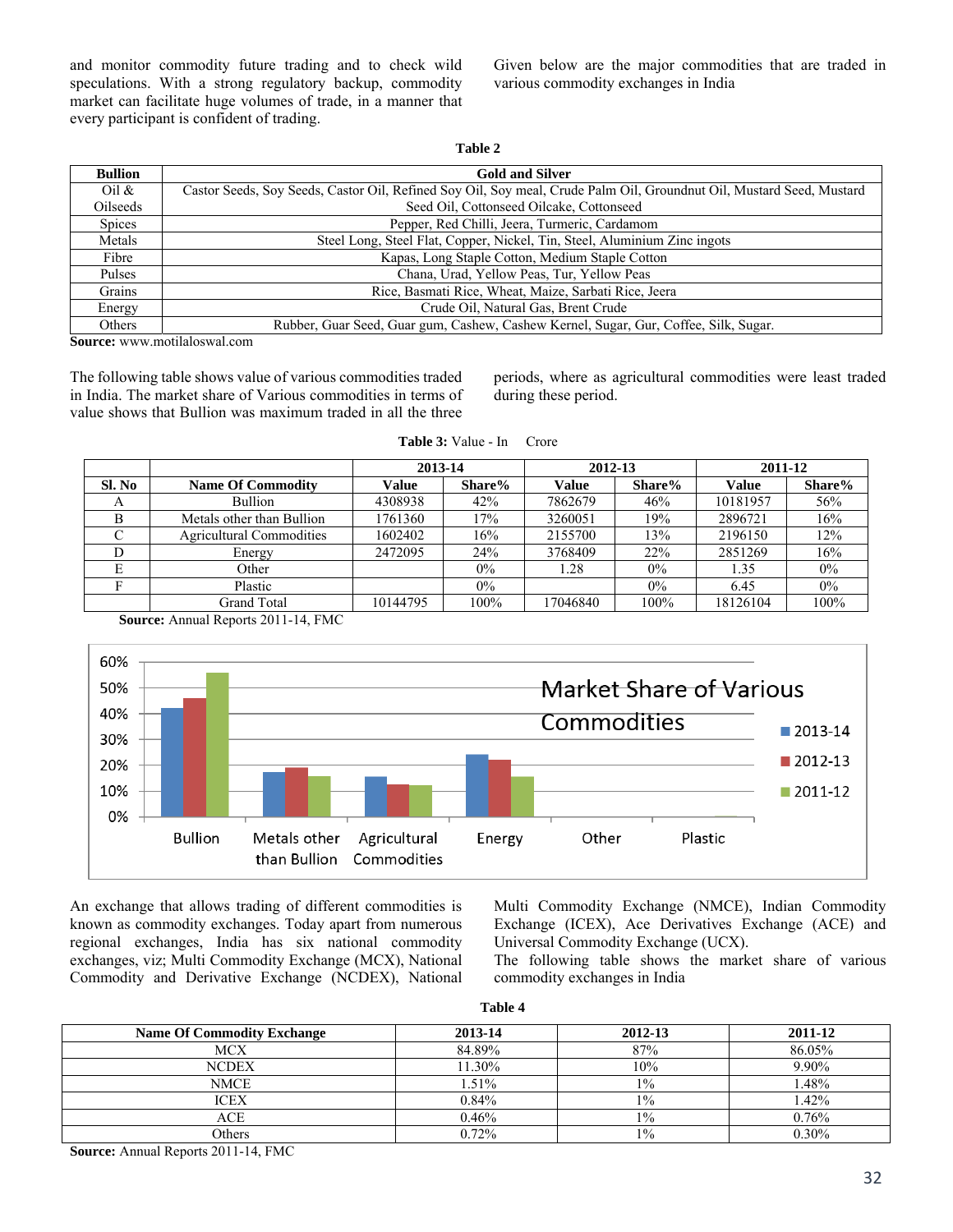and monitor commodity future trading and to check wild speculations. With a strong regulatory backup, commodity market can facilitate huge volumes of trade, in a manner that every participant is confident of trading.

Given below are the major commodities that are traded in various commodity exchanges in India

**Table 2**

| Bullion | Gold and Silver |
|---|---|
| Oil & Oilseeds | Castor Seeds, Soy Seeds, Castor Oil, Refined Soy Oil, Soy meal, Crude Palm Oil, Groundnut Oil, Mustard Seed, Mustard Seed Oil, Cottonseed Oilcake, Cottonseed |
| Spices | Pepper, Red Chilli, Jeera, Turmeric, Cardamom |
| Metals | Steel Long, Steel Flat, Copper, Nickel, Tin, Steel, Aluminium Zinc ingots |
| Fibre | Kapas, Long Staple Cotton, Medium Staple Cotton |
| Pulses | Chana, Urad, Yellow Peas, Tur, Yellow Peas |
| Grains | Rice, Basmati Rice, Wheat, Maize, Sarbati Rice, Jeera |
| Energy | Crude Oil, Natural Gas, Brent Crude |
| Others | Rubber, Guar Seed, Guar gum, Cashew, Cashew Kernel, Sugar, Gur, Coffee, Silk, Sugar. |

**Source:** www.motilaloswal.com

The following table shows value of various commodities traded in India. The market share of Various commodities in terms of value shows that Bullion was maximum traded in all the three periods, where as agricultural commodities were least traded during these period.

**Table 3:** Value - In Crore

| | | 2013-14 | | 2012-13 | | 2011-12 | |
|---|---|---|---|---|---|---|---|
| **Sl. No** | **Name Of Commodity** | **Value** | **Share%** | **Value** | **Share%** | **Value** | **Share%** |
| A | Bullion | 4308938 | 42% | 7862679 | 46% | 10181957 | 56% |
| B | Metals other than Bullion | 1761360 | 17% | 3260051 | 19% | 2896721 | 16% |
| C | Agricultural Commodities | 1602402 | 16% | 2155700 | 13% | 2196150 | 12% |
| D | Energy | 2472095 | 24% | 3768409 | 22% | 2851269 | 16% |
| E | Other | | 0% | 1.28 | 0% | 1.35 | 0% |
| F | Plastic | | 0% | | 0% | 6.45 | 0% |
| | Grand Total | 10144795 | 100% | 17046840 | 100% | 18126104 | 100% |

**Source:** Annual Reports 2011-14, FMC

Market Share of Various Commodities

An exchange that allows trading of different commodities is known as commodity exchanges. Today apart from numerous regional exchanges, India has six national commodity exchanges, viz; Multi Commodity Exchange (MCX), National Commodity and Derivative Exchange (NCDEX), National Multi Commodity Exchange (NMCE), Indian Commodity Exchange (ICEX), Ace Derivatives Exchange (ACE) and Universal Commodity Exchange (UCX).

The following table shows the market share of various commodity exchanges in India

**Table 4**

| Name Of Commodity Exchange | 2013-14 | 2012-13 | 2011-12 |
|---|---|---|---|
| MCX | 84.89% | 87% | 86.05% |
| NCDEX | 11.30% | 10% | 9.90% |
| NMCE | 1.51% | 1% | 1.48% |
| ICEX | 0.84% | 1% | 1.42% |
| ACE | 0.46% | 1% | 0.76% |
| Others | 0.72% | 1% | 0.30% |

**Source:** Annual Reports 2011-14, FMC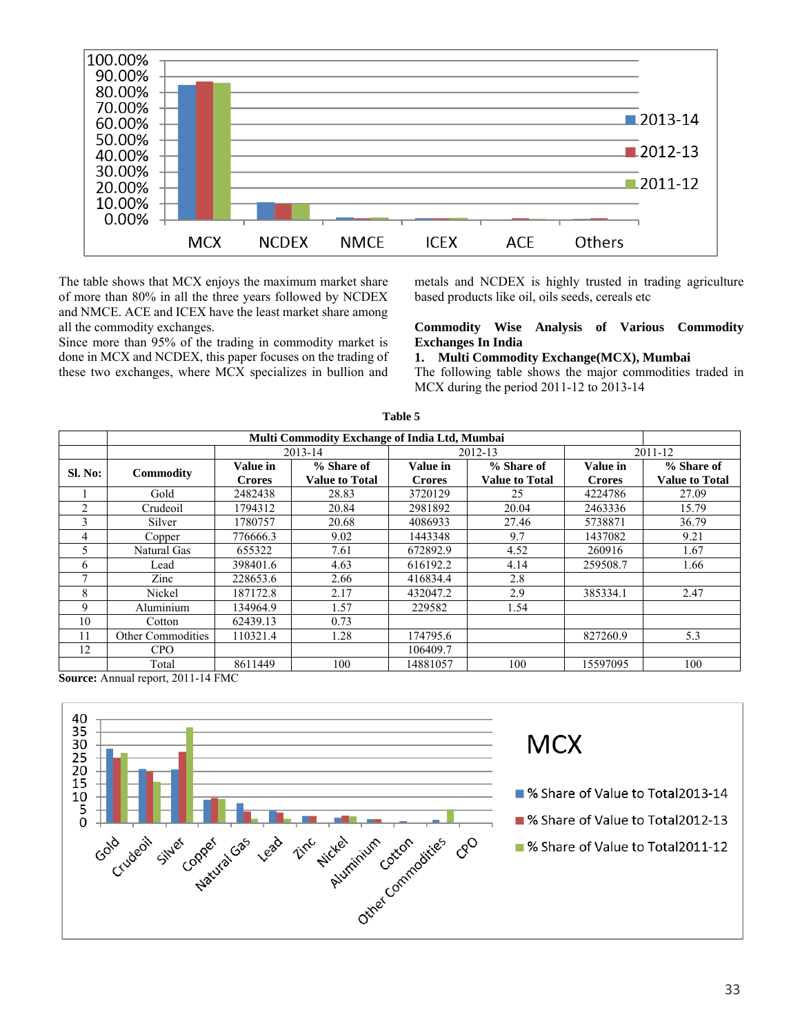The table shows that MCX enjoys the maximum market share of more than 80% in all the three years followed by NCDEX and NMCE. ACE and ICEX have the least market share among all the commodity exchanges.

Since more than 95% of the trading in commodity market is done in MCX and NCDEX, this paper focuses on the trading of these two exchanges, where MCX specializes in bullion and metals and NCDEX is highly trusted in trading agriculture based products like oil, oils seeds, cereals etc

**Commodity Wise Analysis of Various Commodity Exchanges In India**

**1. Multi Commodity Exchange(MCX), Mumbai**

The following table shows the major commodities traded in MCX during the period 2011-12 to 2013-14

**Table 5**

| | Multi Commodity Exchange of India Ltd, Mumbai | | | | | | |
|---|---|---|---|---|---|---|---|
| | | 2013-14 | | 2012-13 | | 2011-12 | |
| **Sl. No:** | **Commodity** | **Value in Crores** | **% Share of Value to Total** | **Value in Crores** | **% Share of Value to Total** | **Value in Crores** | **% Share of Value to Total** |
| 1 | Gold | 2482438 | 28.83 | 3720129 | 25 | 4224786 | 27.09 |
| 2 | Crudeoil | 1794312 | 20.84 | 2981892 | 20.04 | 2463336 | 15.79 |
| 3 | Silver | 1780757 | 20.68 | 4086933 | 27.46 | 5738871 | 36.79 |
| 4 | Copper | 776666.3 | 9.02 | 1443348 | 9.7 | 1437082 | 9.21 |
| 5 | Natural Gas | 655322 | 7.61 | 672892.9 | 4.52 | 260916 | 1.67 |
| 6 | Lead | 398401.6 | 4.63 | 616192.2 | 4.14 | 259508.7 | 1.66 |
| 7 | Zinc | 228653.6 | 2.66 | 416834.4 | 2.8 | | |
| 8 | Nickel | 187172.8 | 2.17 | 432047.2 | 2.9 | 385334.1 | 2.47 |
| 9 | Aluminium | 134964.9 | 1.57 | 229582 | 1.54 | | |
| 10 | Cotton | 62439.13 | 0.73 | | | | |
| 11 | Other Commodities | 110321.4 | 1.28 | 174795.6 | | 827260.9 | 5.3 |
| 12 | CPO | | | 106409.7 | | | |
| | Total | 8611449 | 100 | 14881057 | 100 | 15597095 | 100 |

**Source:** Annual report, 2011-14 FMC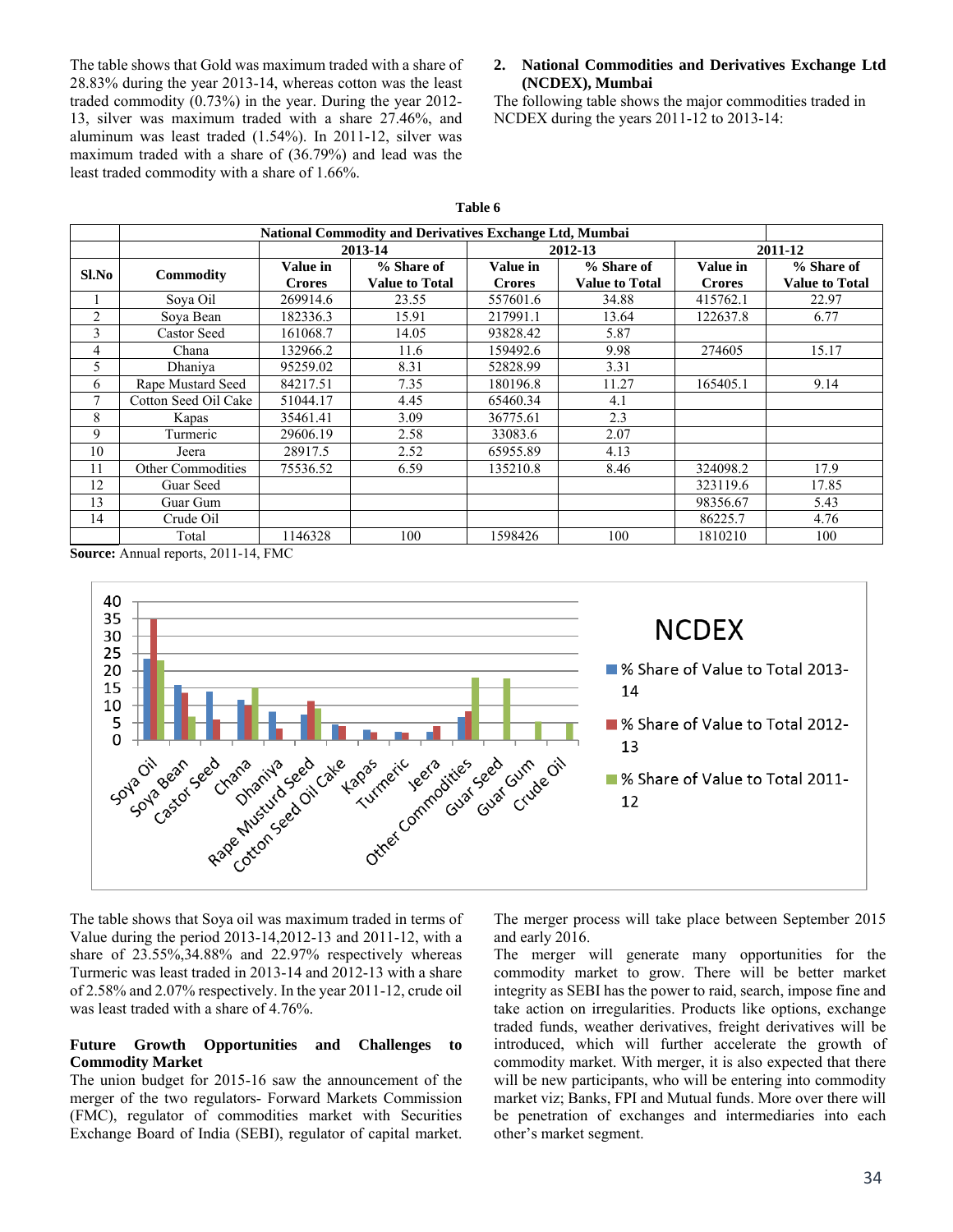The table shows that Gold was maximum traded with a share of 28.83% during the year 2013-14, whereas cotton was the least traded commodity (0.73%) in the year. During the year 2012-13, silver was maximum traded with a share 27.46%, and aluminum was least traded (1.54%). In 2011-12, silver was maximum traded with a share of (36.79%) and lead was the least traded commodity with a share of 1.66%.

## 2. National Commodities and Derivatives Exchange Ltd (NCDEX), Mumbai

The following table shows the major commodities traded in NCDEX during the years 2011-12 to 2013-14:

**Table 6**

| | National Commodity and Derivatives Exchange Ltd, Mumbai | | | | | | |
|---|---|---|---|---|---|---|---|
| | | 2013-14 | | 2012-13 | | 2011-12 | |
| Sl.No | Commodity | Value in Crores | % Share of Value to Total | Value in Crores | % Share of Value to Total | Value in Crores | % Share of Value to Total |
| 1 | Soya Oil | 269914.6 | 23.55 | 557601.6 | 34.88 | 415762.1 | 22.97 |
| 2 | Soya Bean | 182336.3 | 15.91 | 217991.1 | 13.64 | 122637.8 | 6.77 |
| 3 | Castor Seed | 161068.7 | 14.05 | 93828.42 | 5.87 | | |
| 4 | Chana | 132966.2 | 11.6 | 159492.6 | 9.98 | 274605 | 15.17 |
| 5 | Dhaniya | 95259.02 | 8.31 | 52828.99 | 3.31 | | |
| 6 | Rape Mustard Seed | 84217.51 | 7.35 | 180196.8 | 11.27 | 165405.1 | 9.14 |
| 7 | Cotton Seed Oil Cake | 51044.17 | 4.45 | 65460.34 | 4.1 | | |
| 8 | Kapas | 35461.41 | 3.09 | 36775.61 | 2.3 | | |
| 9 | Turmeric | 29606.19 | 2.58 | 33083.6 | 2.07 | | |
| 10 | Jeera | 28917.5 | 2.52 | 65955.89 | 4.13 | | |
| 11 | Other Commodities | 75536.52 | 6.59 | 135210.8 | 8.46 | 324098.2 | 17.9 |
| 12 | Guar Seed | | | | | 323119.6 | 17.85 |
| 13 | Guar Gum | | | | | 98356.67 | 5.43 |
| 14 | Crude Oil | | | | | 86225.7 | 4.76 |
| | Total | 1146328 | 100 | 1598426 | 100 | 1810210 | 100 |

**Source:** Annual reports, 2011-14, FMC

The table shows that Soya oil was maximum traded in terms of Value during the period 2013-14,2012-13 and 2011-12, with a share of 23.55%,34.88% and 22.97% respectively whereas Turmeric was least traded in 2013-14 and 2012-13 with a share of 2.58% and 2.07% respectively. In the year 2011-12, crude oil was least traded with a share of 4.76%.

### Future Growth Opportunities and Challenges to Commodity Market

The union budget for 2015-16 saw the announcement of the merger of the two regulators- Forward Markets Commission (FMC), regulator of commodities market with Securities Exchange Board of India (SEBI), regulator of capital market. The merger process will take place between September 2015 and early 2016.

The merger will generate many opportunities for the commodity market to grow. There will be better market integrity as SEBI has the power to raid, search, impose fine and take action on irregularities. Products like options, exchange traded funds, weather derivatives, freight derivatives will be introduced, which will further accelerate the growth of commodity market. With merger, it is also expected that there will be new participants, who will be entering into commodity market viz; Banks, FPI and Mutual funds. More over there will be penetration of exchanges and intermediaries into each other's market segment.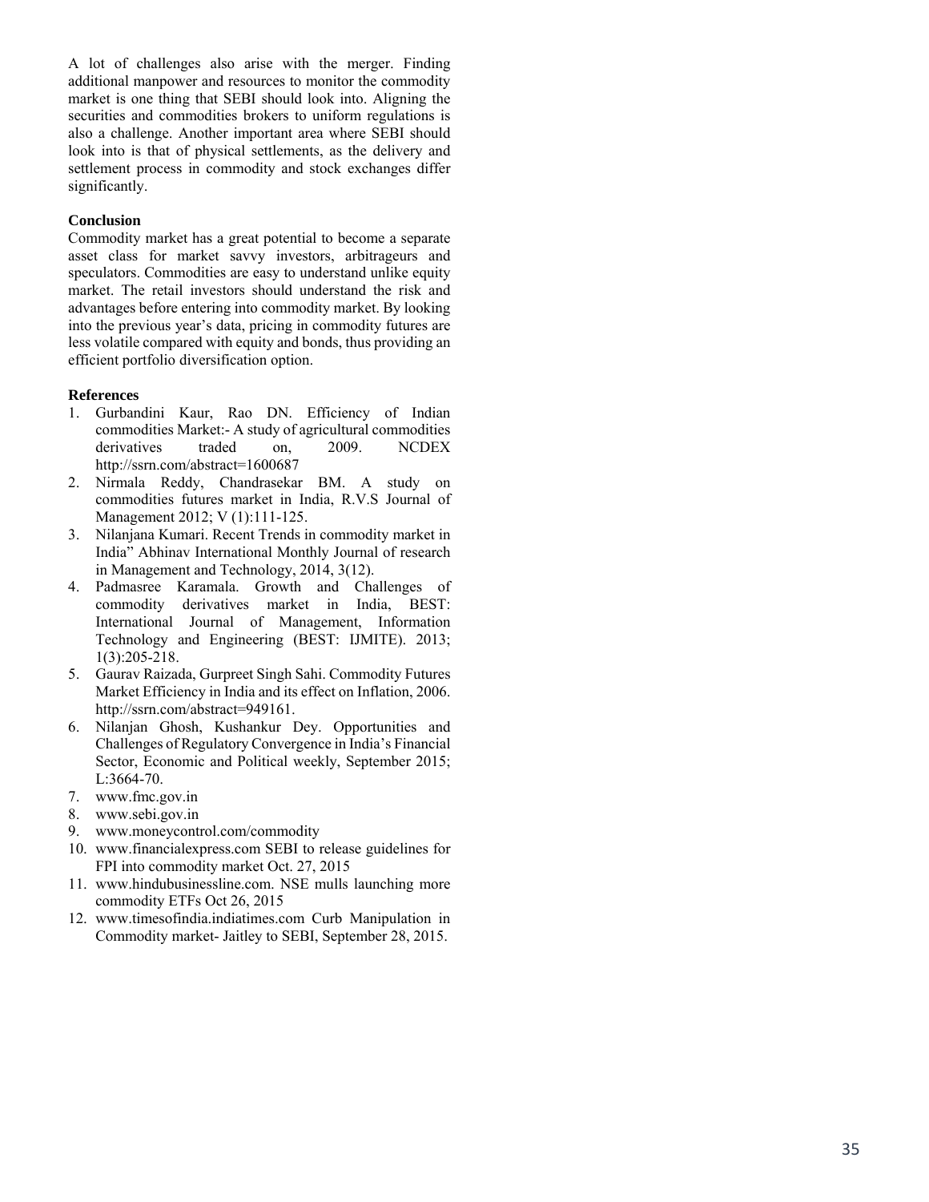A lot of challenges also arise with the merger. Finding additional manpower and resources to monitor the commodity market is one thing that SEBI should look into. Aligning the securities and commodities brokers to uniform regulations is also a challenge. Another important area where SEBI should look into is that of physical settlements, as the delivery and settlement process in commodity and stock exchanges differ significantly.

## Conclusion

Commodity market has a great potential to become a separate asset class for market savvy investors, arbitrageurs and speculators. Commodities are easy to understand unlike equity market. The retail investors should understand the risk and advantages before entering into commodity market. By looking into the previous year's data, pricing in commodity futures are less volatile compared with equity and bonds, thus providing an efficient portfolio diversification option.

## References

1. Gurbandini Kaur, Rao DN. Efficiency of Indian commodities Market:- A study of agricultural commodities derivatives traded on, 2009. NCDEX http://ssrn.com/abstract=1600687
2. Nirmala Reddy, Chandrasekar BM. A study on commodities futures market in India, R.V.S Journal of Management 2012; V (1):111-125.
3. Nilanjana Kumari. Recent Trends in commodity market in India" Abhinav International Monthly Journal of research in Management and Technology, 2014, 3(12).
4. Padmasree Karamala. Growth and Challenges of commodity derivatives market in India, BEST: International Journal of Management, Information Technology and Engineering (BEST: IJMITE). 2013; 1(3):205-218.
5. Gaurav Raizada, Gurpreet Singh Sahi. Commodity Futures Market Efficiency in India and its effect on Inflation, 2006. http://ssrn.com/abstract=949161.
6. Nilanjan Ghosh, Kushankur Dey. Opportunities and Challenges of Regulatory Convergence in India's Financial Sector, Economic and Political weekly, September 2015; L:3664-70.
7. www.fmc.gov.in
8. www.sebi.gov.in
9. www.moneycontrol.com/commodity
10. www.financialexpress.com SEBI to release guidelines for FPI into commodity market Oct. 27, 2015
11. www.hindubusinessline.com. NSE mulls launching more commodity ETFs Oct 26, 2015
12. www.timesofindia.indiatimes.com Curb Manipulation in Commodity market- Jaitley to SEBI, September 28, 2015.